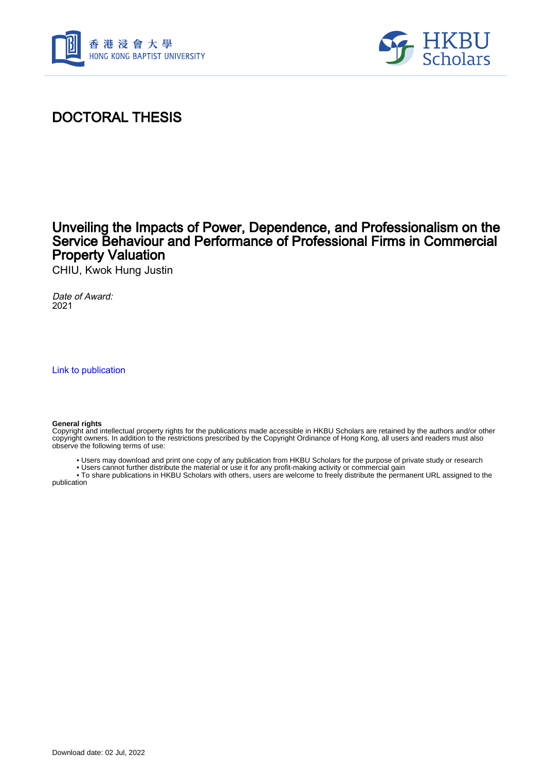# DOCTORAL THESIS

## Unveiling the Impacts of Power, Dependence, and Professionalism on the Service Behaviour and Performance of Professional Firms in Commercial Property Valuation

CHIU, Kwok Hung Justin

*Date of Award:*
2021

Link to publication

**General rights**
Copyright and intellectual property rights for the publications made accessible in HKBU Scholars are retained by the authors and/or other copyright owners. In addition to the restrictions prescribed by the Copyright Ordinance of Hong Kong, all users and readers must also observe the following terms of use:

- Users may download and print one copy of any publication from HKBU Scholars for the purpose of private study or research
- Users cannot further distribute the material or use it for any profit-making activity or commercial gain
- To share publications in HKBU Scholars with others, users are welcome to freely distribute the permanent URL assigned to the publication

Download date: 02 Jul, 2022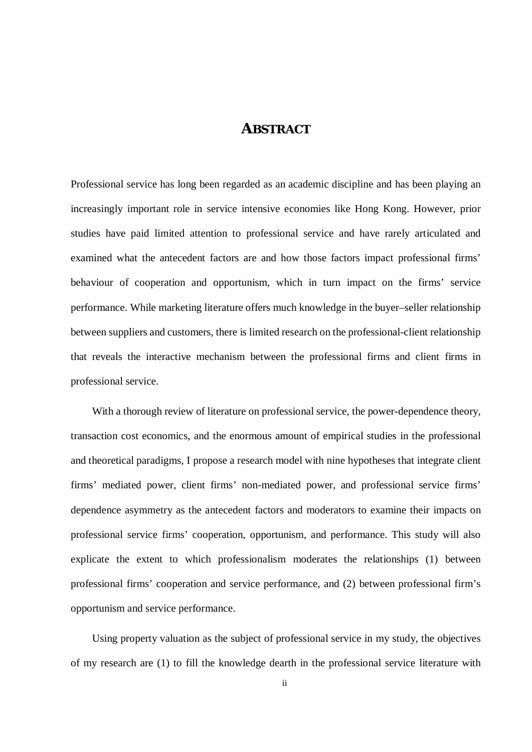# ABSTRACT

Professional service has long been regarded as an academic discipline and has been playing an increasingly important role in service intensive economies like Hong Kong. However, prior studies have paid limited attention to professional service and have rarely articulated and examined what the antecedent factors are and how those factors impact professional firms' behaviour of cooperation and opportunism, which in turn impact on the firms' service performance. While marketing literature offers much knowledge in the buyer–seller relationship between suppliers and customers, there is limited research on the professional-client relationship that reveals the interactive mechanism between the professional firms and client firms in professional service.

With a thorough review of literature on professional service, the power-dependence theory, transaction cost economics, and the enormous amount of empirical studies in the professional and theoretical paradigms, I propose a research model with nine hypotheses that integrate client firms' mediated power, client firms' non-mediated power, and professional service firms' dependence asymmetry as the antecedent factors and moderators to examine their impacts on professional service firms' cooperation, opportunism, and performance. This study will also explicate the extent to which professionalism moderates the relationships (1) between professional firms' cooperation and service performance, and (2) between professional firm's opportunism and service performance.

Using property valuation as the subject of professional service in my study, the objectives of my research are (1) to fill the knowledge dearth in the professional service literature with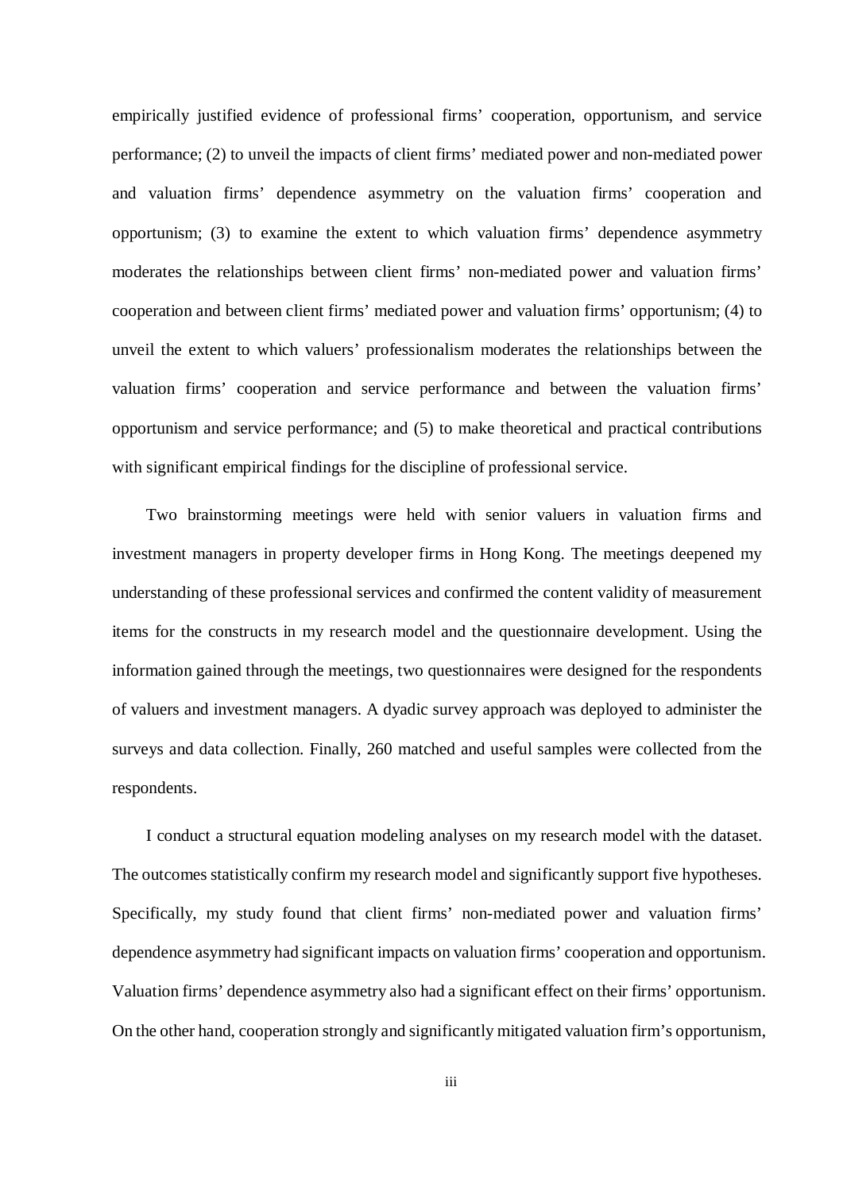empirically justified evidence of professional firms' cooperation, opportunism, and service performance; (2) to unveil the impacts of client firms' mediated power and non-mediated power and valuation firms' dependence asymmetry on the valuation firms' cooperation and opportunism; (3) to examine the extent to which valuation firms' dependence asymmetry moderates the relationships between client firms' non-mediated power and valuation firms' cooperation and between client firms' mediated power and valuation firms' opportunism; (4) to unveil the extent to which valuers' professionalism moderates the relationships between the valuation firms' cooperation and service performance and between the valuation firms' opportunism and service performance; and (5) to make theoretical and practical contributions with significant empirical findings for the discipline of professional service.

Two brainstorming meetings were held with senior valuers in valuation firms and investment managers in property developer firms in Hong Kong. The meetings deepened my understanding of these professional services and confirmed the content validity of measurement items for the constructs in my research model and the questionnaire development. Using the information gained through the meetings, two questionnaires were designed for the respondents of valuers and investment managers. A dyadic survey approach was deployed to administer the surveys and data collection. Finally, 260 matched and useful samples were collected from the respondents.

I conduct a structural equation modeling analyses on my research model with the dataset. The outcomes statistically confirm my research model and significantly support five hypotheses. Specifically, my study found that client firms' non-mediated power and valuation firms' dependence asymmetry had significant impacts on valuation firms' cooperation and opportunism. Valuation firms' dependence asymmetry also had a significant effect on their firms' opportunism. On the other hand, cooperation strongly and significantly mitigated valuation firm's opportunism,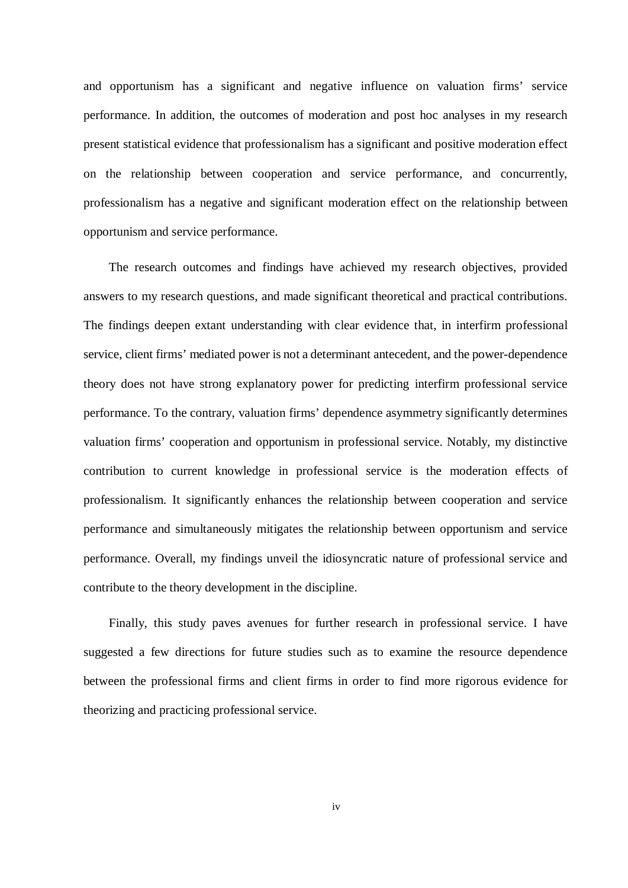and opportunism has a significant and negative influence on valuation firms' service performance. In addition, the outcomes of moderation and post hoc analyses in my research present statistical evidence that professionalism has a significant and positive moderation effect on the relationship between cooperation and service performance, and concurrently, professionalism has a negative and significant moderation effect on the relationship between opportunism and service performance.

The research outcomes and findings have achieved my research objectives, provided answers to my research questions, and made significant theoretical and practical contributions. The findings deepen extant understanding with clear evidence that, in interfirm professional service, client firms' mediated power is not a determinant antecedent, and the power-dependence theory does not have strong explanatory power for predicting interfirm professional service performance. To the contrary, valuation firms' dependence asymmetry significantly determines valuation firms' cooperation and opportunism in professional service. Notably, my distinctive contribution to current knowledge in professional service is the moderation effects of professionalism. It significantly enhances the relationship between cooperation and service performance and simultaneously mitigates the relationship between opportunism and service performance. Overall, my findings unveil the idiosyncratic nature of professional service and contribute to the theory development in the discipline.

Finally, this study paves avenues for further research in professional service. I have suggested a few directions for future studies such as to examine the resource dependence between the professional firms and client firms in order to find more rigorous evidence for theorizing and practicing professional service.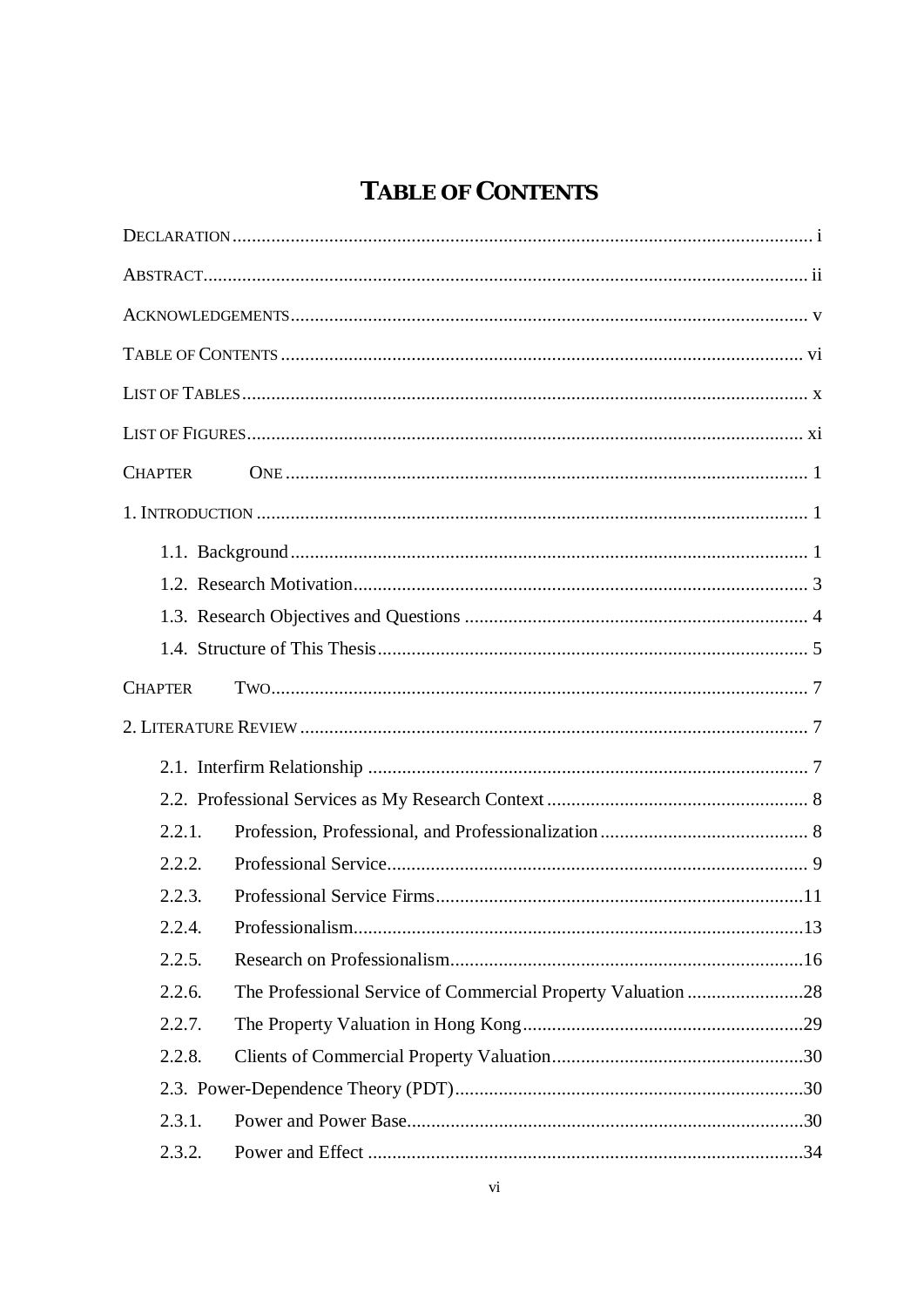# TABLE OF CONTENTS

DECLARATION ..... i

ABSTRACT ..... ii

ACKNOWLEDGEMENTS ..... v

TABLE OF CONTENTS ..... vi

LIST OF TABLES ..... x

LIST OF FIGURES ..... xi

CHAPTER ONE ..... 1

1. INTRODUCTION ..... 1

- 1.1. Background ..... 1
- 1.2. Research Motivation ..... 3
- 1.3. Research Objectives and Questions ..... 4
- 1.4. Structure of This Thesis ..... 5

CHAPTER TWO ..... 7

2. LITERATURE REVIEW ..... 7

- 2.1. Interfirm Relationship ..... 7
- 2.2. Professional Services as My Research Context ..... 8
- 2.2.1. Profession, Professional, and Professionalization ..... 8
- 2.2.2. Professional Service ..... 9
- 2.2.3. Professional Service Firms ..... 11
- 2.2.4. Professionalism ..... 13
- 2.2.5. Research on Professionalism ..... 16
- 2.2.6. The Professional Service of Commercial Property Valuation ..... 28
- 2.2.7. The Property Valuation in Hong Kong ..... 29
- 2.2.8. Clients of Commercial Property Valuation ..... 30
- 2.3. Power-Dependence Theory (PDT) ..... 30
- 2.3.1. Power and Power Base ..... 30
- 2.3.2. Power and Effect ..... 34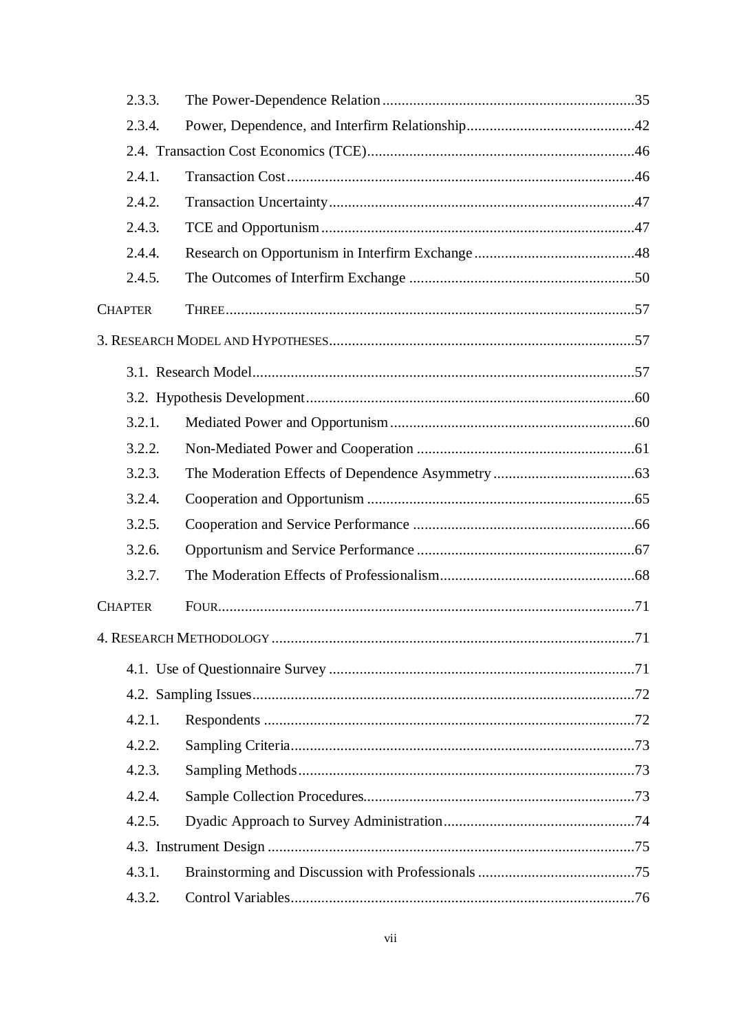2.3.3. The Power-Dependence Relation ..................................................................35

2.3.4. Power, Dependence, and Interfirm Relationship............................................42

2.4. Transaction Cost Economics (TCE)......................................................................46

2.4.1. Transaction Cost..........................................................................................46

2.4.2. Transaction Uncertainty................................................................................47

2.4.3. TCE and Opportunism..................................................................................47

2.4.4. Research on Opportunism in Interfirm Exchange..........................................48

2.4.5. The Outcomes of Interfirm Exchange ...........................................................50

CHAPTER THREE...........................................................................................................57

3. RESEARCH MODEL AND HYPOTHESES................................................................57

3.1. Research Model....................................................................................................57

3.2. Hypothesis Development......................................................................................60

3.2.1. Mediated Power and Opportunism................................................................60

3.2.2. Non-Mediated Power and Cooperation .........................................................61

3.2.3. The Moderation Effects of Dependence Asymmetry .....................................63

3.2.4. Cooperation and Opportunism .....................................................................65

3.2.5. Cooperation and Service Performance ..........................................................66

3.2.6. Opportunism and Service Performance .........................................................67

3.2.7. The Moderation Effects of Professionalism...................................................68

CHAPTER FOUR.............................................................................................................71

4. RESEARCH METHODOLOGY ...............................................................................71

4.1. Use of Questionnaire Survey ................................................................................71

4.2. Sampling Issues....................................................................................................72

4.2.1. Respondents ................................................................................................72

4.2.2. Sampling Criteria..........................................................................................73

4.2.3. Sampling Methods........................................................................................73

4.2.4. Sample Collection Procedures.......................................................................73

4.2.5. Dyadic Approach to Survey Administration..................................................74

4.3. Instrument Design ................................................................................................75

4.3.1. Brainstorming and Discussion with Professionals .........................................75

4.3.2. Control Variables..........................................................................................76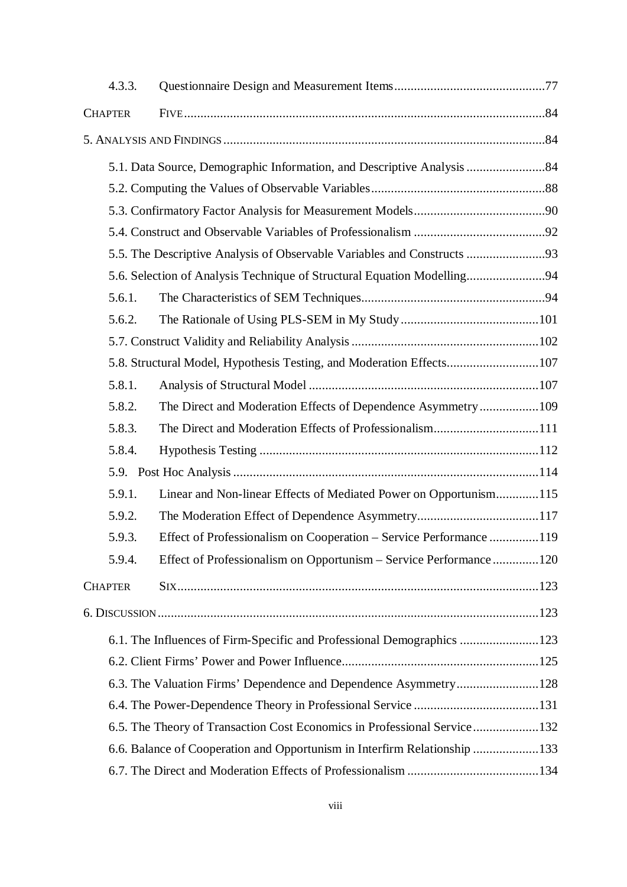4.3.3. Questionnaire Design and Measurement Items ..... 77

CHAPTER FIVE ..... 84

5. ANALYSIS AND FINDINGS ..... 84

- 5.1. Data Source, Demographic Information, and Descriptive Analysis ..... 84
- 5.2. Computing the Values of Observable Variables ..... 88
- 5.3. Confirmatory Factor Analysis for Measurement Models ..... 90
- 5.4. Construct and Observable Variables of Professionalism ..... 92
- 5.5. The Descriptive Analysis of Observable Variables and Constructs ..... 93
- 5.6. Selection of Analysis Technique of Structural Equation Modelling ..... 94
  - 5.6.1. The Characteristics of SEM Techniques ..... 94
  - 5.6.2. The Rationale of Using PLS-SEM in My Study ..... 101
- 5.7. Construct Validity and Reliability Analysis ..... 102
- 5.8. Structural Model, Hypothesis Testing, and Moderation Effects ..... 107
  - 5.8.1. Analysis of Structural Model ..... 107
  - 5.8.2. The Direct and Moderation Effects of Dependence Asymmetry ..... 109
  - 5.8.3. The Direct and Moderation Effects of Professionalism ..... 111
  - 5.8.4. Hypothesis Testing ..... 112
- 5.9. Post Hoc Analysis ..... 114
  - 5.9.1. Linear and Non-linear Effects of Mediated Power on Opportunism ..... 115
  - 5.9.2. The Moderation Effect of Dependence Asymmetry ..... 117
  - 5.9.3. Effect of Professionalism on Cooperation – Service Performance ..... 119
  - 5.9.4. Effect of Professionalism on Opportunism – Service Performance ..... 120

CHAPTER SIX ..... 123

6. DISCUSSION ..... 123

- 6.1. The Influences of Firm-Specific and Professional Demographics ..... 123
- 6.2. Client Firms' Power and Power Influence ..... 125
- 6.3. The Valuation Firms' Dependence and Dependence Asymmetry ..... 128
- 6.4. The Power-Dependence Theory in Professional Service ..... 131
- 6.5. The Theory of Transaction Cost Economics in Professional Service ..... 132
- 6.6. Balance of Cooperation and Opportunism in Interfirm Relationship ..... 133
- 6.7. The Direct and Moderation Effects of Professionalism ..... 134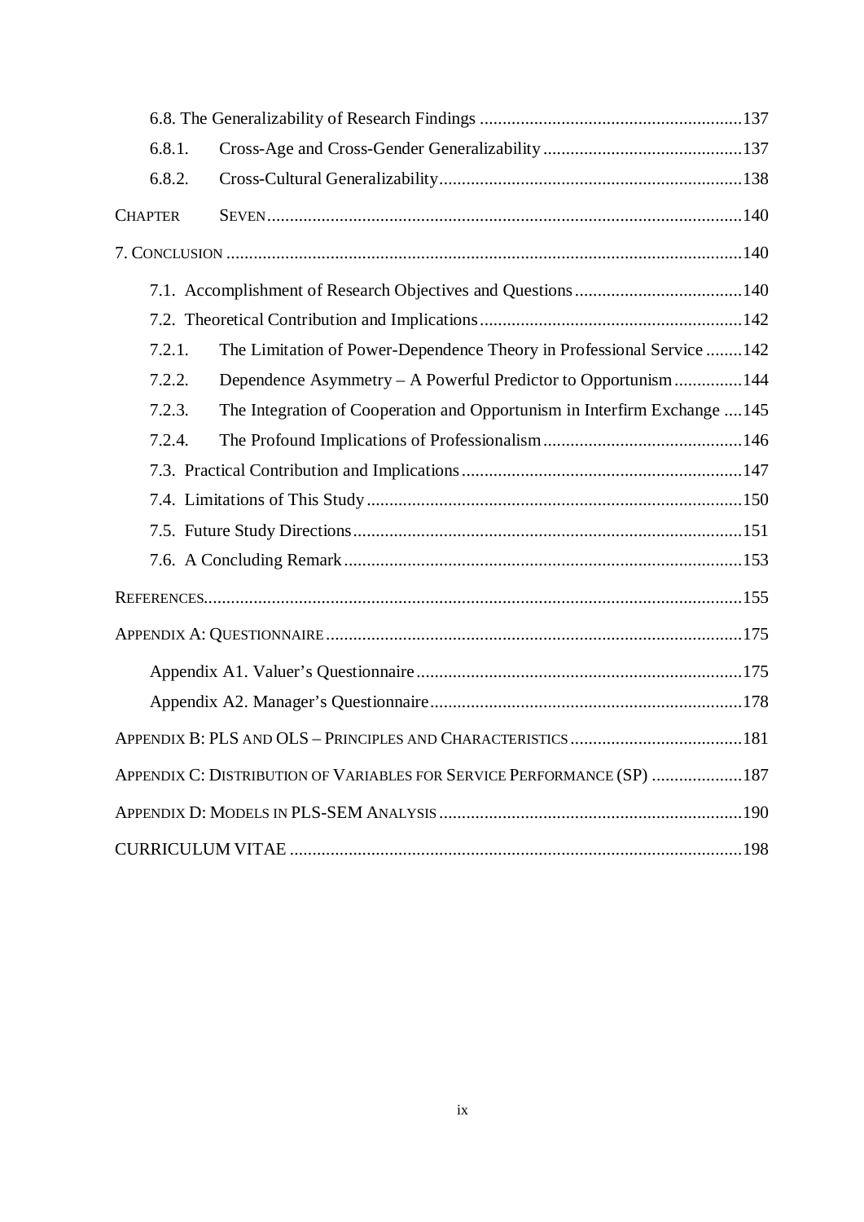6.8. The Generalizability of Research Findings ............................................................137

6.8.1. Cross-Age and Cross-Gender Generalizability ..............................................137

6.8.2. Cross-Cultural Generalizability.....................................................................138

CHAPTER SEVEN..........................................................................................................140

7. CONCLUSION ..................................................................................................................140

7.1. Accomplishment of Research Objectives and Questions......................................140

7.2. Theoretical Contribution and Implications............................................................142

7.2.1. The Limitation of Power-Dependence Theory in Professional Service ........142

7.2.2. Dependence Asymmetry – A Powerful Predictor to Opportunism ...............144

7.2.3. The Integration of Cooperation and Opportunism in Interfirm Exchange ....145

7.2.4. The Profound Implications of Professionalism ..............................................146

7.3. Practical Contribution and Implications ...............................................................147

7.4. Limitations of This Study ....................................................................................150

7.5. Future Study Directions.......................................................................................151

7.6. A Concluding Remark .........................................................................................153

REFERENCES........................................................................................................................155

APPENDIX A: QUESTIONNAIRE ..............................................................................................175

Appendix A1. Valuer's Questionnaire ..........................................................................175

Appendix A2. Manager's Questionnaire.......................................................................178

APPENDIX B: PLS AND OLS – PRINCIPLES AND CHARACTERISTICS .......................................181

APPENDIX C: DISTRIBUTION OF VARIABLES FOR SERVICE PERFORMANCE (SP) ....................187

APPENDIX D: MODELS IN PLS-SEM ANALYSIS .....................................................................190

CURRICULUM VITAE ..........................................................................................................198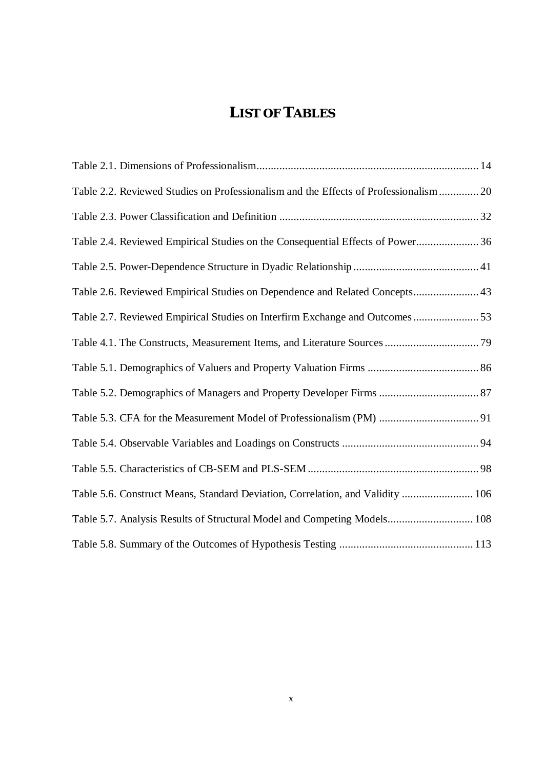# LIST OF TABLES

Table 2.1. Dimensions of Professionalism............................................................................. 14

Table 2.2. Reviewed Studies on Professionalism and the Effects of Professionalism............. 20

Table 2.3. Power Classification and Definition ..................................................................... 32

Table 2.4. Reviewed Empirical Studies on the Consequential Effects of Power...................... 36

Table 2.5. Power-Dependence Structure in Dyadic Relationship ............................................ 41

Table 2.6. Reviewed Empirical Studies on Dependence and Related Concepts....................... 43

Table 2.7. Reviewed Empirical Studies on Interfirm Exchange and Outcomes....................... 53

Table 4.1. The Constructs, Measurement Items, and Literature Sources................................. 79

Table 5.1. Demographics of Valuers and Property Valuation Firms ....................................... 86

Table 5.2. Demographics of Managers and Property Developer Firms ................................... 87

Table 5.3. CFA for the Measurement Model of Professionalism (PM) ................................... 91

Table 5.4. Observable Variables and Loadings on Constructs ................................................ 94

Table 5.5. Characteristics of CB-SEM and PLS-SEM ............................................................ 98

Table 5.6. Construct Means, Standard Deviation, Correlation, and Validity ......................... 106

Table 5.7. Analysis Results of Structural Model and Competing Models.............................. 108

Table 5.8. Summary of the Outcomes of Hypothesis Testing ............................................... 113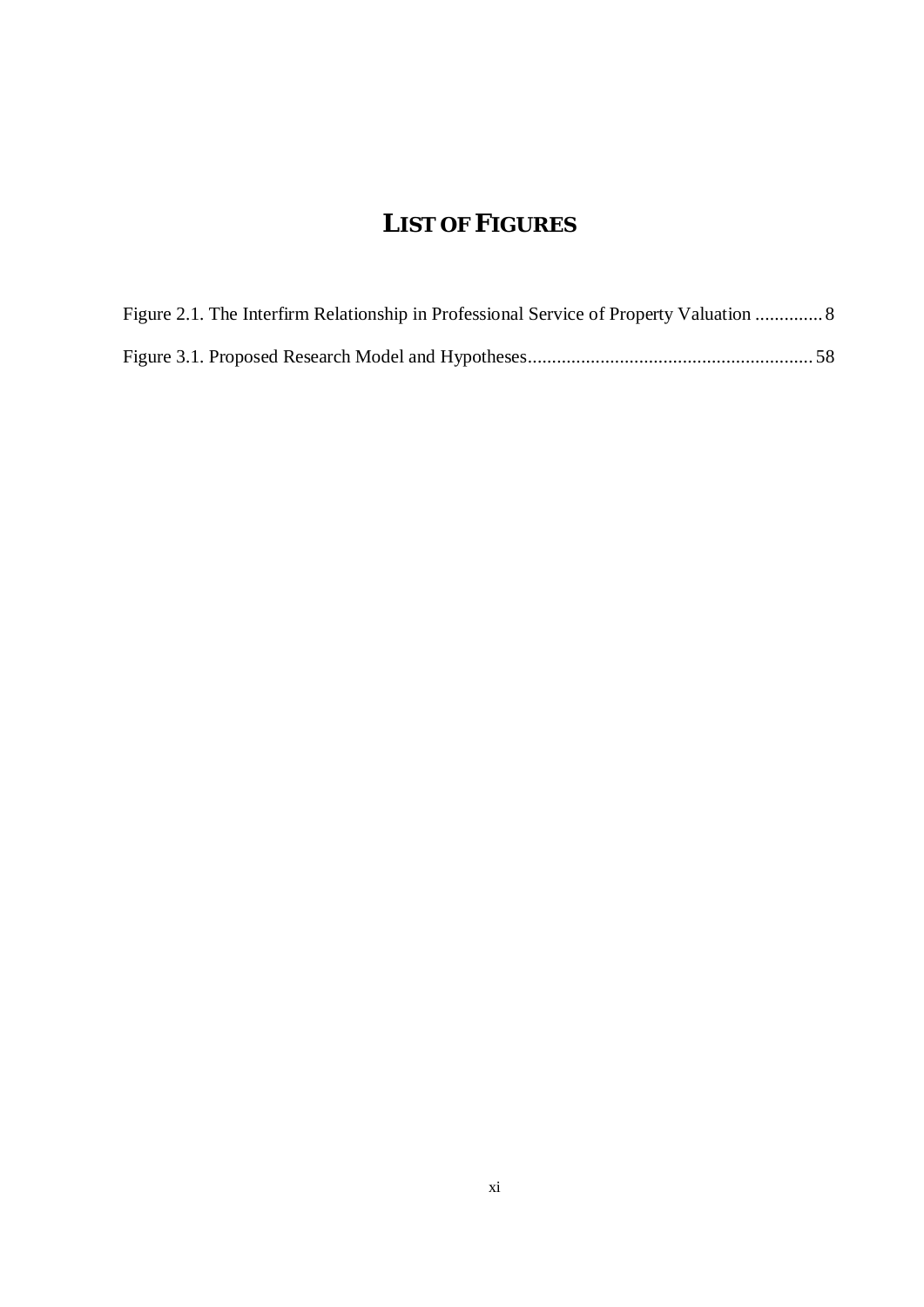# LIST OF FIGURES

Figure 2.1. The Interfirm Relationship in Professional Service of Property Valuation .............. 8

Figure 3.1. Proposed Research Model and Hypotheses........................................................... 58